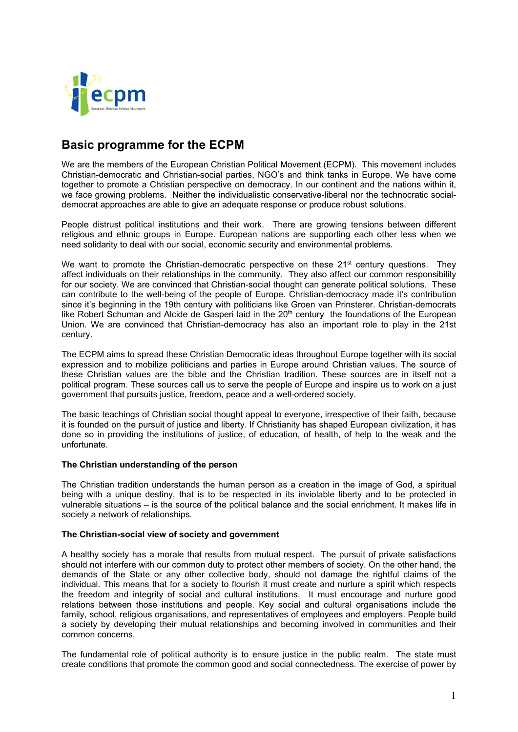# Basic programme for the ECPM

We are the members of the European Christian Political Movement (ECPM). This movement includes Christian-democratic and Christian-social parties, NGO's and think tanks in Europe. We have come together to promote a Christian perspective on democracy. In our continent and the nations within it, we face growing problems. Neither the individualistic conservative-liberal nor the technocratic social-democrat approaches are able to give an adequate response or produce robust solutions.

People distrust political institutions and their work. There are growing tensions between different religious and ethnic groups in Europe. European nations are supporting each other less when we need solidarity to deal with our social, economic security and environmental problems.

We want to promote the Christian-democratic perspective on these 21st century questions. They affect individuals on their relationships in the community. They also affect our common responsibility for our society. We are convinced that Christian-social thought can generate political solutions. These can contribute to the well-being of the people of Europe. Christian-democracy made it's contribution since it's beginning in the 19th century with politicians like Groen van Prinsterer. Christian-democrats like Robert Schuman and Alcide de Gasperi laid in the 20th century the foundations of the European Union. We are convinced that Christian-democracy has also an important role to play in the 21st century.

The ECPM aims to spread these Christian Democratic ideas throughout Europe together with its social expression and to mobilize politicians and parties in Europe around Christian values. The source of these Christian values are the bible and the Christian tradition. These sources are in itself not a political program. These sources call us to serve the people of Europe and inspire us to work on a just government that pursuits justice, freedom, peace and a well-ordered society.

The basic teachings of Christian social thought appeal to everyone, irrespective of their faith, because it is founded on the pursuit of justice and liberty. If Christianity has shaped European civilization, it has done so in providing the institutions of justice, of education, of health, of help to the weak and the unfortunate.

**The Christian understanding of the person**

The Christian tradition understands the human person as a creation in the image of God, a spiritual being with a unique destiny, that is to be respected in its inviolable liberty and to be protected in vulnerable situations – is the source of the political balance and the social enrichment. It makes life in society a network of relationships.

**The Christian-social view of society and government**

A healthy society has a morale that results from mutual respect. The pursuit of private satisfactions should not interfere with our common duty to protect other members of society. On the other hand, the demands of the State or any other collective body, should not damage the rightful claims of the individual. This means that for a society to flourish it must create and nurture a spirit which respects the freedom and integrity of social and cultural institutions. It must encourage and nurture good relations between those institutions and people. Key social and cultural organisations include the family, school, religious organisations, and representatives of employees and employers. People build a society by developing their mutual relationships and becoming involved in communities and their common concerns.

The fundamental role of political authority is to ensure justice in the public realm. The state must create conditions that promote the common good and social connectedness. The exercise of power by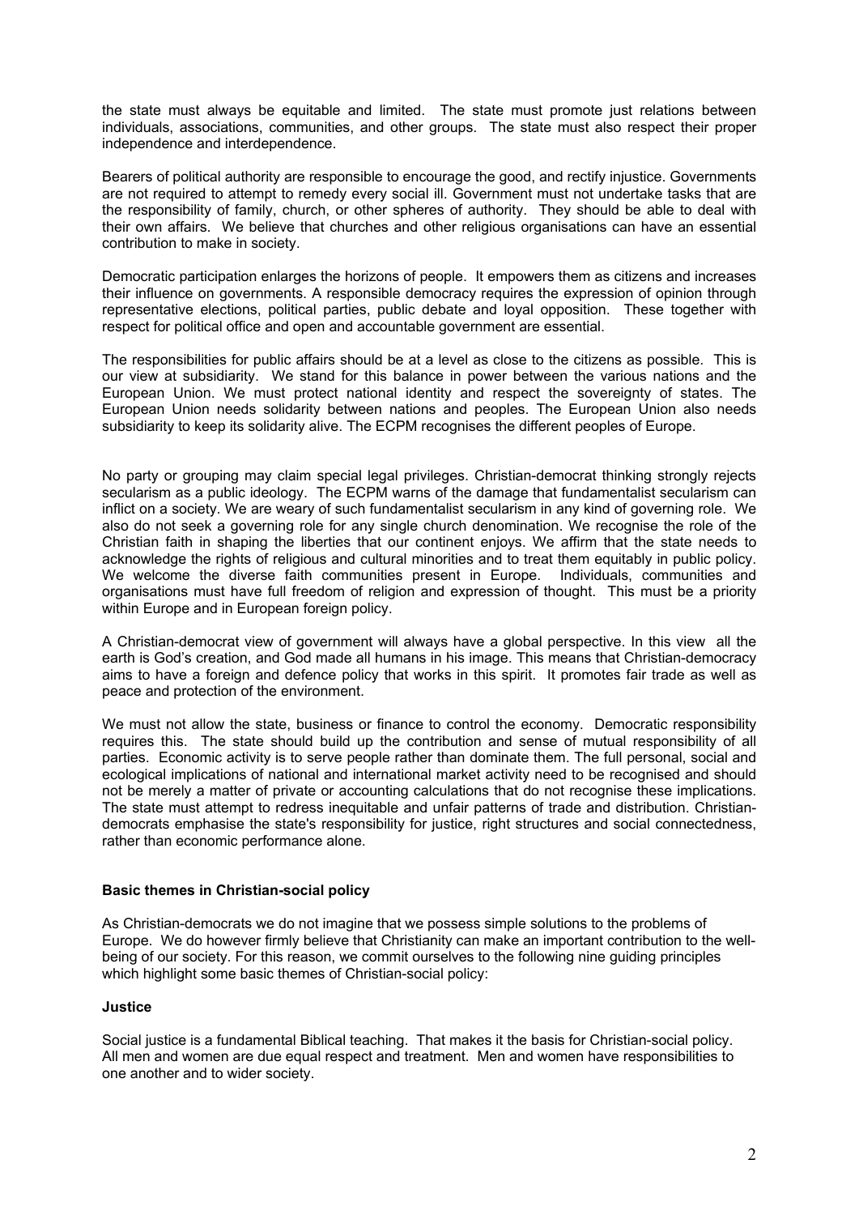the state must always be equitable and limited. The state must promote just relations between individuals, associations, communities, and other groups. The state must also respect their proper independence and interdependence.

Bearers of political authority are responsible to encourage the good, and rectify injustice. Governments are not required to attempt to remedy every social ill. Government must not undertake tasks that are the responsibility of family, church, or other spheres of authority. They should be able to deal with their own affairs. We believe that churches and other religious organisations can have an essential contribution to make in society.

Democratic participation enlarges the horizons of people. It empowers them as citizens and increases their influence on governments. A responsible democracy requires the expression of opinion through representative elections, political parties, public debate and loyal opposition. These together with respect for political office and open and accountable government are essential.

The responsibilities for public affairs should be at a level as close to the citizens as possible. This is our view at subsidiarity. We stand for this balance in power between the various nations and the European Union. We must protect national identity and respect the sovereignty of states. The European Union needs solidarity between nations and peoples. The European Union also needs subsidiarity to keep its solidarity alive. The ECPM recognises the different peoples of Europe.

No party or grouping may claim special legal privileges. Christian-democrat thinking strongly rejects secularism as a public ideology. The ECPM warns of the damage that fundamentalist secularism can inflict on a society. We are weary of such fundamentalist secularism in any kind of governing role. We also do not seek a governing role for any single church denomination. We recognise the role of the Christian faith in shaping the liberties that our continent enjoys. We affirm that the state needs to acknowledge the rights of religious and cultural minorities and to treat them equitably in public policy. We welcome the diverse faith communities present in Europe. Individuals, communities and organisations must have full freedom of religion and expression of thought. This must be a priority within Europe and in European foreign policy.

A Christian-democrat view of government will always have a global perspective. In this view all the earth is God's creation, and God made all humans in his image. This means that Christian-democracy aims to have a foreign and defence policy that works in this spirit. It promotes fair trade as well as peace and protection of the environment.

We must not allow the state, business or finance to control the economy. Democratic responsibility requires this. The state should build up the contribution and sense of mutual responsibility of all parties. Economic activity is to serve people rather than dominate them. The full personal, social and ecological implications of national and international market activity need to be recognised and should not be merely a matter of private or accounting calculations that do not recognise these implications. The state must attempt to redress inequitable and unfair patterns of trade and distribution. Christian-democrats emphasise the state's responsibility for justice, right structures and social connectedness, rather than economic performance alone.

**Basic themes in Christian-social policy**

As Christian-democrats we do not imagine that we possess simple solutions to the problems of Europe. We do however firmly believe that Christianity can make an important contribution to the well-being of our society. For this reason, we commit ourselves to the following nine guiding principles which highlight some basic themes of Christian-social policy:

**Justice**

Social justice is a fundamental Biblical teaching. That makes it the basis for Christian-social policy. All men and women are due equal respect and treatment. Men and women have responsibilities to one another and to wider society.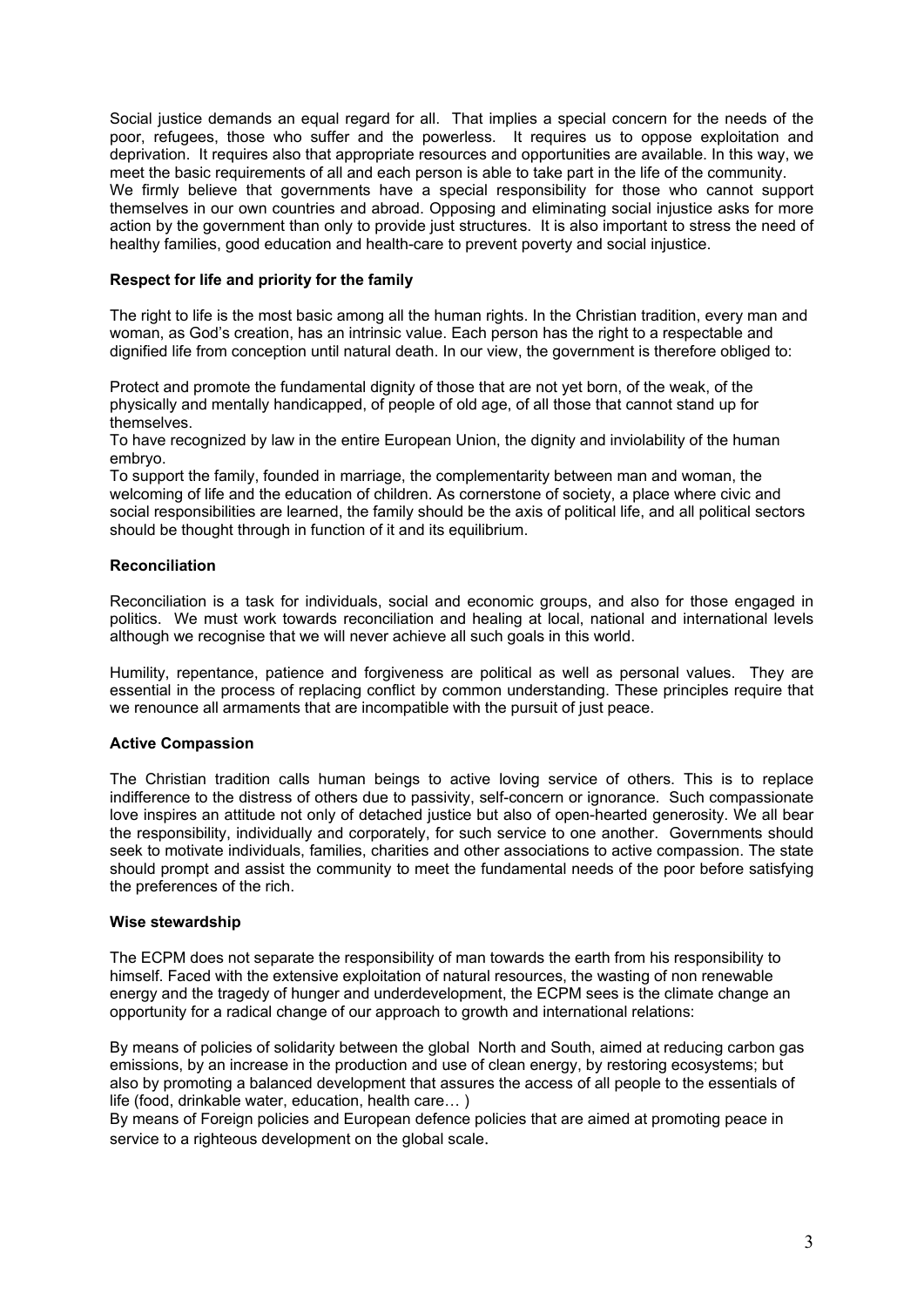Social justice demands an equal regard for all. That implies a special concern for the needs of the poor, refugees, those who suffer and the powerless. It requires us to oppose exploitation and deprivation. It requires also that appropriate resources and opportunities are available. In this way, we meet the basic requirements of all and each person is able to take part in the life of the community.
We firmly believe that governments have a special responsibility for those who cannot support themselves in our own countries and abroad. Opposing and eliminating social injustice asks for more action by the government than only to provide just structures. It is also important to stress the need of healthy families, good education and health-care to prevent poverty and social injustice.

**Respect for life and priority for the family**

The right to life is the most basic among all the human rights. In the Christian tradition, every man and woman, as God's creation, has an intrinsic value. Each person has the right to a respectable and dignified life from conception until natural death. In our view, the government is therefore obliged to:

Protect and promote the fundamental dignity of those that are not yet born, of the weak, of the physically and mentally handicapped, of people of old age, of all those that cannot stand up for themselves.
To have recognized by law in the entire European Union, the dignity and inviolability of the human embryo.
To support the family, founded in marriage, the complementarity between man and woman, the welcoming of life and the education of children. As cornerstone of society, a place where civic and social responsibilities are learned, the family should be the axis of political life, and all political sectors should be thought through in function of it and its equilibrium.

**Reconciliation**

Reconciliation is a task for individuals, social and economic groups, and also for those engaged in politics. We must work towards reconciliation and healing at local, national and international levels although we recognise that we will never achieve all such goals in this world.

Humility, repentance, patience and forgiveness are political as well as personal values. They are essential in the process of replacing conflict by common understanding. These principles require that we renounce all armaments that are incompatible with the pursuit of just peace.

**Active Compassion**

The Christian tradition calls human beings to active loving service of others. This is to replace indifference to the distress of others due to passivity, self-concern or ignorance. Such compassionate love inspires an attitude not only of detached justice but also of open-hearted generosity. We all bear the responsibility, individually and corporately, for such service to one another. Governments should seek to motivate individuals, families, charities and other associations to active compassion. The state should prompt and assist the community to meet the fundamental needs of the poor before satisfying the preferences of the rich.

**Wise stewardship**

The ECPM does not separate the responsibility of man towards the earth from his responsibility to himself. Faced with the extensive exploitation of natural resources, the wasting of non renewable energy and the tragedy of hunger and underdevelopment, the ECPM sees is the climate change an opportunity for a radical change of our approach to growth and international relations:

By means of policies of solidarity between the global North and South, aimed at reducing carbon gas emissions, by an increase in the production and use of clean energy, by restoring ecosystems; but also by promoting a balanced development that assures the access of all people to the essentials of life (food, drinkable water, education, health care… )
By means of Foreign policies and European defence policies that are aimed at promoting peace in service to a righteous development on the global scale.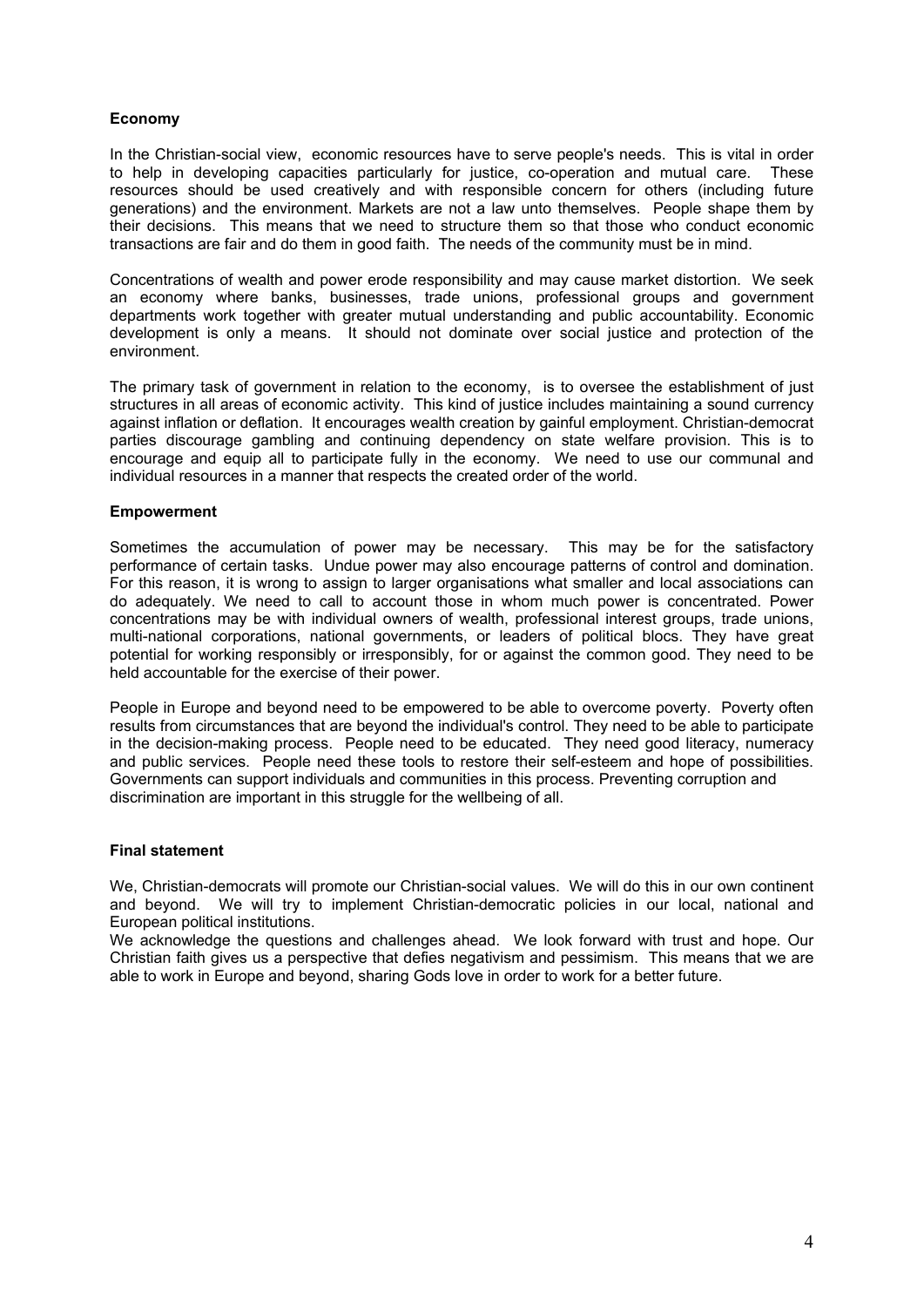**Economy**

In the Christian-social view, economic resources have to serve people's needs. This is vital in order to help in developing capacities particularly for justice, co-operation and mutual care. These resources should be used creatively and with responsible concern for others (including future generations) and the environment. Markets are not a law unto themselves. People shape them by their decisions. This means that we need to structure them so that those who conduct economic transactions are fair and do them in good faith. The needs of the community must be in mind.

Concentrations of wealth and power erode responsibility and may cause market distortion. We seek an economy where banks, businesses, trade unions, professional groups and government departments work together with greater mutual understanding and public accountability. Economic development is only a means. It should not dominate over social justice and protection of the environment.

The primary task of government in relation to the economy, is to oversee the establishment of just structures in all areas of economic activity. This kind of justice includes maintaining a sound currency against inflation or deflation. It encourages wealth creation by gainful employment. Christian-democrat parties discourage gambling and continuing dependency on state welfare provision. This is to encourage and equip all to participate fully in the economy. We need to use our communal and individual resources in a manner that respects the created order of the world.

**Empowerment**

Sometimes the accumulation of power may be necessary. This may be for the satisfactory performance of certain tasks. Undue power may also encourage patterns of control and domination. For this reason, it is wrong to assign to larger organisations what smaller and local associations can do adequately. We need to call to account those in whom much power is concentrated. Power concentrations may be with individual owners of wealth, professional interest groups, trade unions, multi-national corporations, national governments, or leaders of political blocs. They have great potential for working responsibly or irresponsibly, for or against the common good. They need to be held accountable for the exercise of their power.

People in Europe and beyond need to be empowered to be able to overcome poverty. Poverty often results from circumstances that are beyond the individual's control. They need to be able to participate in the decision-making process. People need to be educated. They need good literacy, numeracy and public services. People need these tools to restore their self-esteem and hope of possibilities. Governments can support individuals and communities in this process. Preventing corruption and discrimination are important in this struggle for the wellbeing of all.

**Final statement**

We, Christian-democrats will promote our Christian-social values. We will do this in our own continent and beyond. We will try to implement Christian-democratic policies in our local, national and European political institutions.

We acknowledge the questions and challenges ahead. We look forward with trust and hope. Our Christian faith gives us a perspective that defies negativism and pessimism. This means that we are able to work in Europe and beyond, sharing Gods love in order to work for a better future.